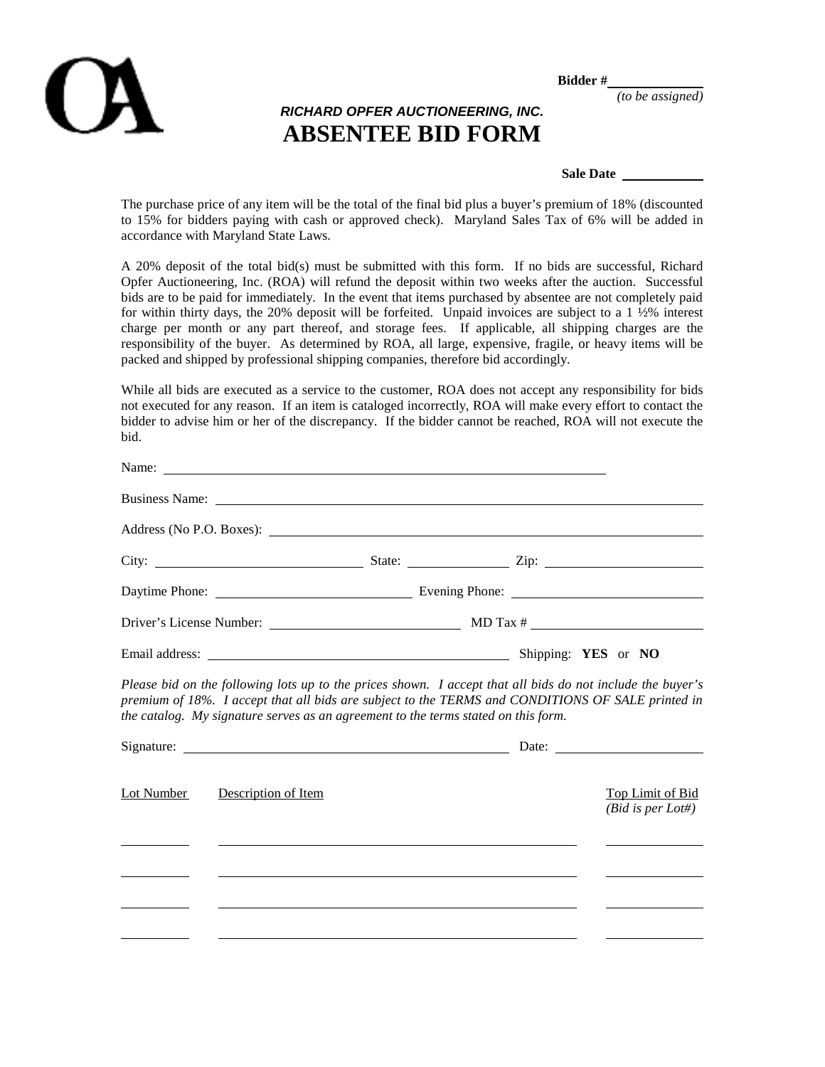**Bidder #**\_\_\_\_\_\_\_\_\_\_
*(to be assigned)*

***RICHARD OPFER AUCTIONEERING, INC.***

# ABSENTEE BID FORM

**Sale Date** \_\_\_\_\_\_\_\_\_\_

The purchase price of any item will be the total of the final bid plus a buyer's premium of 18% (discounted to 15% for bidders paying with cash or approved check). Maryland Sales Tax of 6% will be added in accordance with Maryland State Laws.

A 20% deposit of the total bid(s) must be submitted with this form. If no bids are successful, Richard Opfer Auctioneering, Inc. (ROA) will refund the deposit within two weeks after the auction. Successful bids are to be paid for immediately. In the event that items purchased by absentee are not completely paid for within thirty days, the 20% deposit will be forfeited. Unpaid invoices are subject to a 1 ½% interest charge per month or any part thereof, and storage fees. If applicable, all shipping charges are the responsibility of the buyer. As determined by ROA, all large, expensive, fragile, or heavy items will be packed and shipped by professional shipping companies, therefore bid accordingly.

While all bids are executed as a service to the customer, ROA does not accept any responsibility for bids not executed for any reason. If an item is cataloged incorrectly, ROA will make every effort to contact the bidder to advise him or her of the discrepancy. If the bidder cannot be reached, ROA will not execute the bid.

Name: \_\_\_\_\_\_\_\_\_\_\_\_\_\_\_\_\_\_\_\_\_\_\_\_\_\_\_\_\_\_

Business Name: \_\_\_\_\_\_\_\_\_\_\_\_\_\_\_\_\_\_\_\_\_\_\_\_\_\_\_\_\_\_

Address (No P.O. Boxes): \_\_\_\_\_\_\_\_\_\_\_\_\_\_\_\_\_\_\_\_\_\_\_\_\_\_\_\_\_\_

City: \_\_\_\_\_\_\_\_\_\_\_\_\_\_\_ State: \_\_\_\_\_\_\_\_ Zip: \_\_\_\_\_\_\_\_\_\_

Daytime Phone: \_\_\_\_\_\_\_\_\_\_\_\_\_\_\_ Evening Phone: \_\_\_\_\_\_\_\_\_\_\_\_\_\_\_

Driver's License Number: \_\_\_\_\_\_\_\_\_\_\_\_\_\_\_ MD Tax # \_\_\_\_\_\_\_\_\_\_\_\_\_\_\_

Email address: \_\_\_\_\_\_\_\_\_\_\_\_\_\_\_\_\_\_\_\_\_\_\_\_\_ Shipping: **YES** or **NO**

*Please bid on the following lots up to the prices shown. I accept that all bids do not include the buyer's premium of 18%. I accept that all bids are subject to the TERMS and CONDITIONS OF SALE printed in the catalog. My signature serves as an agreement to the terms stated on this form.*

Signature: \_\_\_\_\_\_\_\_\_\_\_\_\_\_\_\_\_\_\_\_\_\_\_\_\_ Date: \_\_\_\_\_\_\_\_\_\_\_\_

| Lot Number | Description of Item | Top Limit of Bid *(Bid is per Lot#)* |
|---|---|---|
| | | |
| | | |
| | | |
| | | |